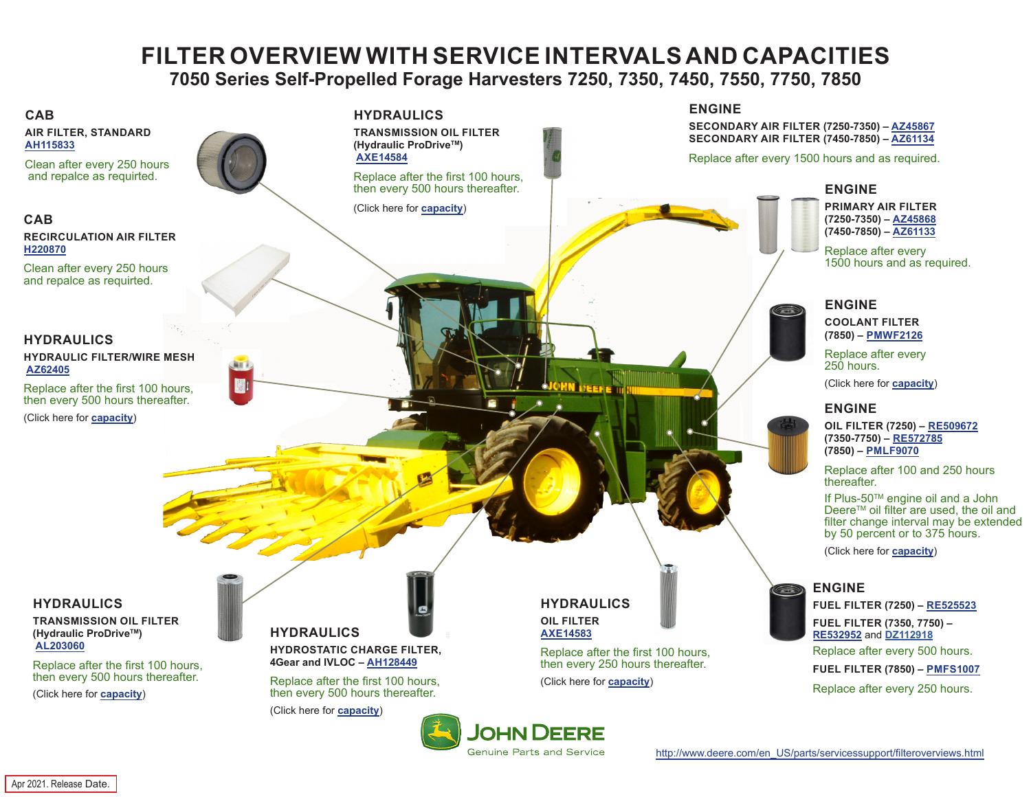# FILTER OVERVIEW WITH SERVICE INTERVALS AND CAPACITIES

## 7050 Series Self-Propelled Forage Harvesters 7250, 7350, 7450, 7550, 7750, 7850

### CAB

**AIR FILTER, STANDARD**
AH115833

Clean after every 250 hours
and repalce as requirted.

### CAB

**RECIRCULATION AIR FILTER**
H220870

Clean after every 250 hours
and repalce as requirted.

### HYDRAULICS

**HYDRAULIC FILTER/WIRE MESH**
AZ62405

Replace after the first 100 hours,
then every 500 hours thereafter.

(Click here for **capacity**)

### HYDRAULICS

**TRANSMISSION OIL FILTER (Hydraulic ProDrive™)**
AXE14584

Replace after the first 100 hours,
then every 500 hours thereafter.

(Click here for **capacity**)

### ENGINE

**SECONDARY AIR FILTER (7250-7350) – AZ45867**
**SECONDARY AIR FILTER (7450-7850) – AZ61134**

Replace after every 1500 hours and as required.

### ENGINE

**PRIMARY AIR FILTER**
**(7250-7350) – AZ45868**
**(7450-7850) – AZ61133**

Replace after every
1500 hours and as required.

### ENGINE

**COOLANT FILTER**
**(7850) – PMWF2126**

Replace after every
250 hours.

(Click here for **capacity**)

### ENGINE

**OIL FILTER (7250) – RE509672**
**(7350-7750) – RE572785**
**(7850) – PMLF9070**

Replace after 100 and 250 hours
thereafter.

If Plus-50™ engine oil and a John Deere™ oil filter are used, the oil and filter change interval may be extended by 50 percent or to 375 hours.

(Click here for **capacity**)

### HYDRAULICS

**TRANSMISSION OIL FILTER (Hydraulic ProDrive™)**
AL203060

Replace after the first 100 hours,
then every 500 hours thereafter.

(Click here for **capacity**)

### HYDRAULICS

**HYDROSTATIC CHARGE FILTER, 4Gear and IVLOC – AH128449**

Replace after the first 100 hours,
then every 500 hours thereafter.

(Click here for **capacity**)

### HYDRAULICS

**OIL FILTER**
AXE14583

Replace after the first 100 hours,
then every 250 hours thereafter.

(Click here for **capacity**)

### ENGINE

**FUEL FILTER (7250) – RE525523**
**FUEL FILTER (7350, 7750) – RE532952 and DZ112918**

Replace after every 500 hours.

**FUEL FILTER (7850) – PMFS1007**

Replace after every 250 hours.

JOHN DEERE
Genuine Parts and Service

http://www.deere.com/en_US/parts/servicessupport/filteroverviews.html

Apr 2021. Release Date.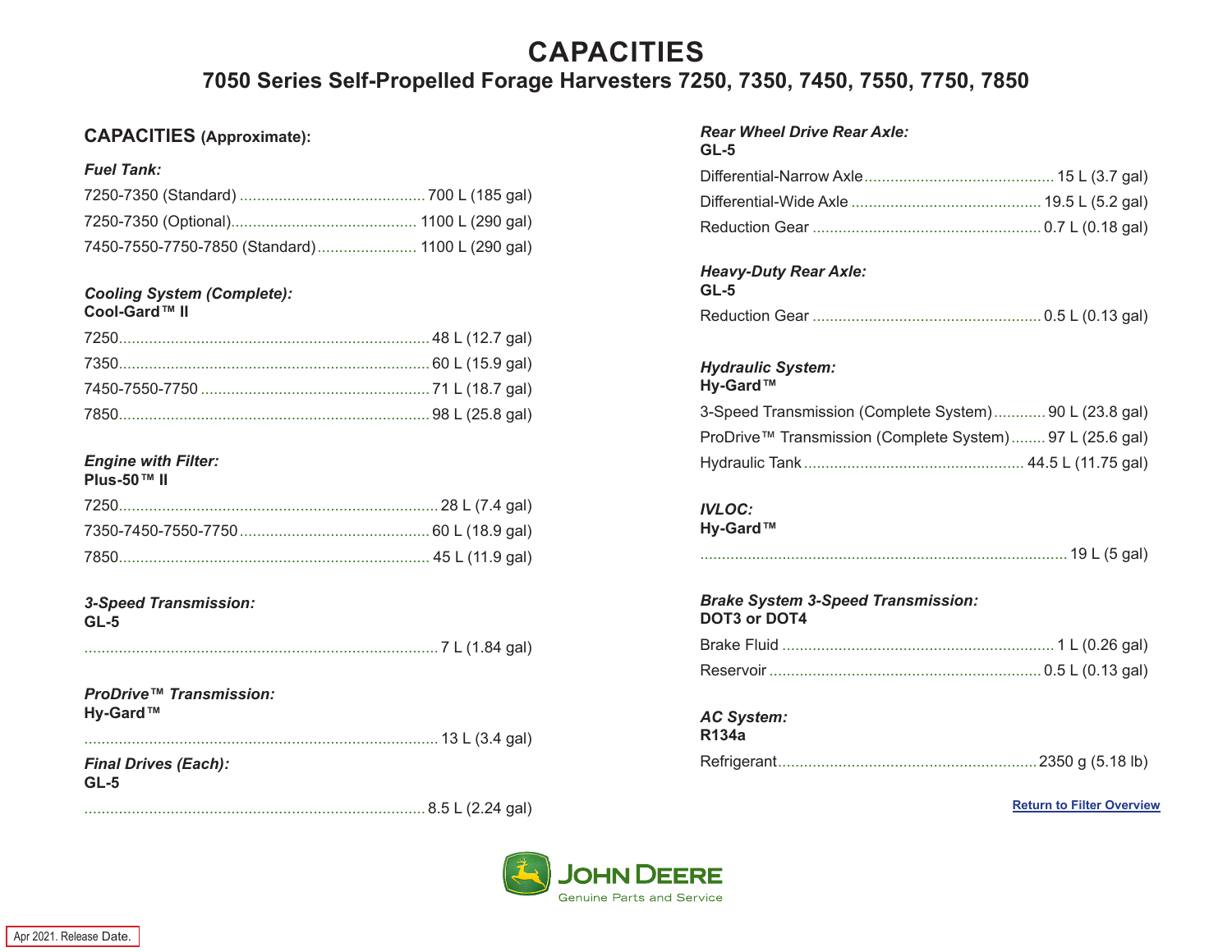# CAPACITIES

## 7050 Series Self-Propelled Forage Harvesters 7250, 7350, 7450, 7550, 7750, 7850

### CAPACITIES (Approximate):

***Fuel Tank:***

| | |
|---|---|
| 7250-7350 (Standard) | 700 L (185 gal) |
| 7250-7350 (Optional) | 1100 L (290 gal) |
| 7450-7550-7750-7850 (Standard) | 1100 L (290 gal) |

***Cooling System (Complete):***
**Cool-Gard™ II**

| | |
|---|---|
| 7250 | 48 L (12.7 gal) |
| 7350 | 60 L (15.9 gal) |
| 7450-7550-7750 | 71 L (18.7 gal) |
| 7850 | 98 L (25.8 gal) |

***Engine with Filter:***
**Plus-50™ II**

| | |
|---|---|
| 7250 | 28 L (7.4 gal) |
| 7350-7450-7550-7750 | 60 L (18.9 gal) |
| 7850 | 45 L (11.9 gal) |

***3-Speed Transmission:***
**GL-5**

.......... 7 L (1.84 gal)

***ProDrive™ Transmission:***
**Hy-Gard™**

.......... 13 L (3.4 gal)

***Final Drives (Each):***
**GL-5**

.......... 8.5 L (2.24 gal)

***Rear Wheel Drive Rear Axle:***
**GL-5**

| | |
|---|---|
| Differential-Narrow Axle | 15 L (3.7 gal) |
| Differential-Wide Axle | 19.5 L (5.2 gal) |
| Reduction Gear | 0.7 L (0.18 gal) |

***Heavy-Duty Rear Axle:***
**GL-5**

| | |
|---|---|
| Reduction Gear | 0.5 L (0.13 gal) |

***Hydraulic System:***
**Hy-Gard™**

| | |
|---|---|
| 3-Speed Transmission (Complete System) | 90 L (23.8 gal) |
| ProDrive™ Transmission (Complete System) | 97 L (25.6 gal) |
| Hydraulic Tank | 44.5 L (11.75 gal) |

***IVLOC:***
**Hy-Gard™**

.......... 19 L (5 gal)

***Brake System 3-Speed Transmission:***
**DOT3 or DOT4**

| | |
|---|---|
| Brake Fluid | 1 L (0.26 gal) |
| Reservoir | 0.5 L (0.13 gal) |

***AC System:***
**R134a**

| | |
|---|---|
| Refrigerant | 2350 g (5.18 lb) |

Return to Filter Overview

JOHN DEERE
Genuine Parts and Service

Apr 2021. Release Date.